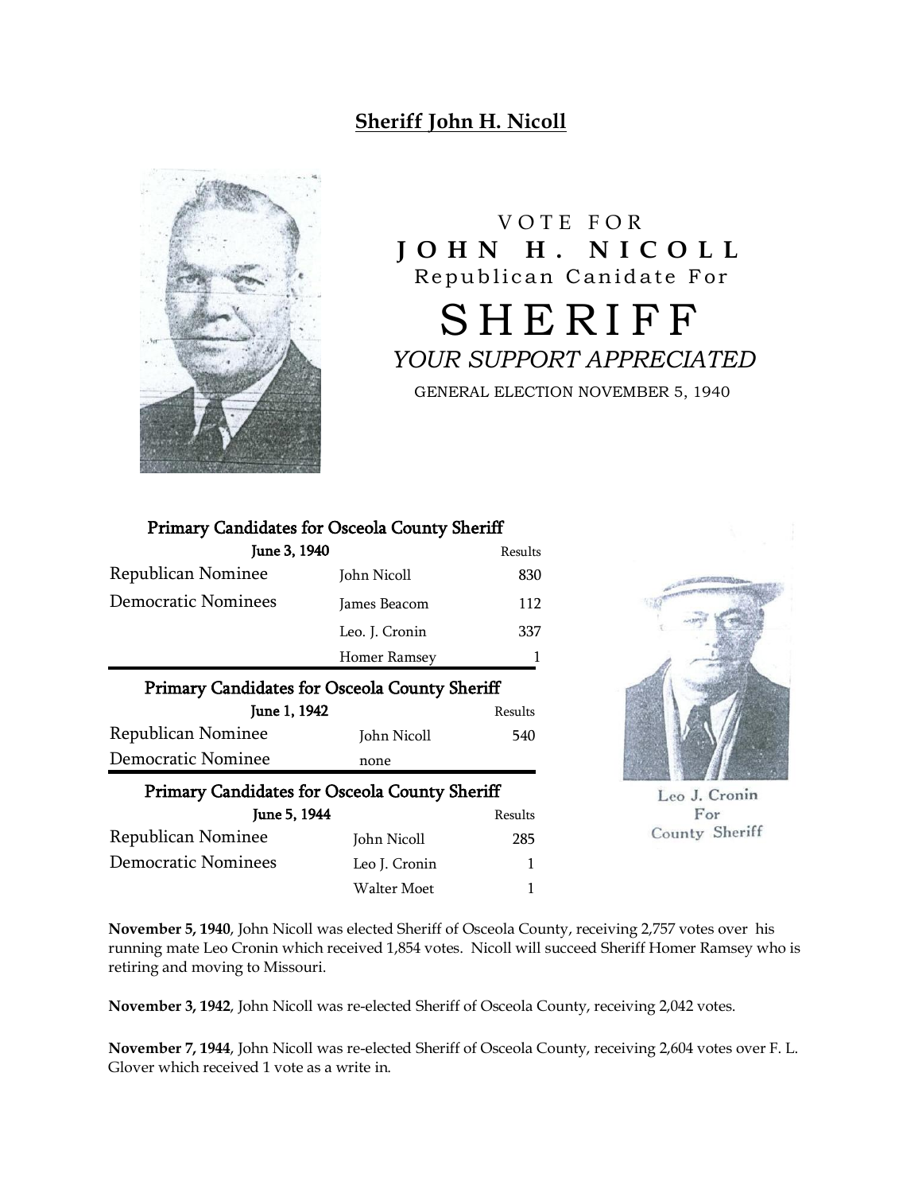## Sheriff John H. Nicoll

VOTE FOR
**JOHN H. NICOLL**
Republican Canidate For
# SHERIFF
*YOUR SUPPORT APPRECIATED*
GENERAL ELECTION NOVEMBER 5, 1940

**Primary Candidates for Osceola County Sheriff**

| June 3, 1940 | | Results |
|---|---|---|
| Republican Nominee | John Nicoll | 830 |
| Democratic Nominees | James Beacom | 112 |
| | Leo. J. Cronin | 337 |
| | Homer Ramsey | 1 |

**Primary Candidates for Osceola County Sheriff**

| June 1, 1942 | | Results |
|---|---|---|
| Republican Nominee | John Nicoll | 540 |
| Democratic Nominee | none | |

**Primary Candidates for Osceola County Sheriff**

| June 5, 1944 | | Results |
|---|---|---|
| Republican Nominee | John Nicoll | 285 |
| Democratic Nominees | Leo J. Cronin | 1 |
| | Walter Moet | 1 |

Leo J. Cronin For County Sheriff

**November 5, 1940**, John Nicoll was elected Sheriff of Osceola County, receiving 2,757 votes over his running mate Leo Cronin which received 1,854 votes. Nicoll will succeed Sheriff Homer Ramsey who is retiring and moving to Missouri.

**November 3, 1942**, John Nicoll was re-elected Sheriff of Osceola County, receiving 2,042 votes.

**November 7, 1944**, John Nicoll was re-elected Sheriff of Osceola County, receiving 2,604 votes over F. L. Glover which received 1 vote as a write in.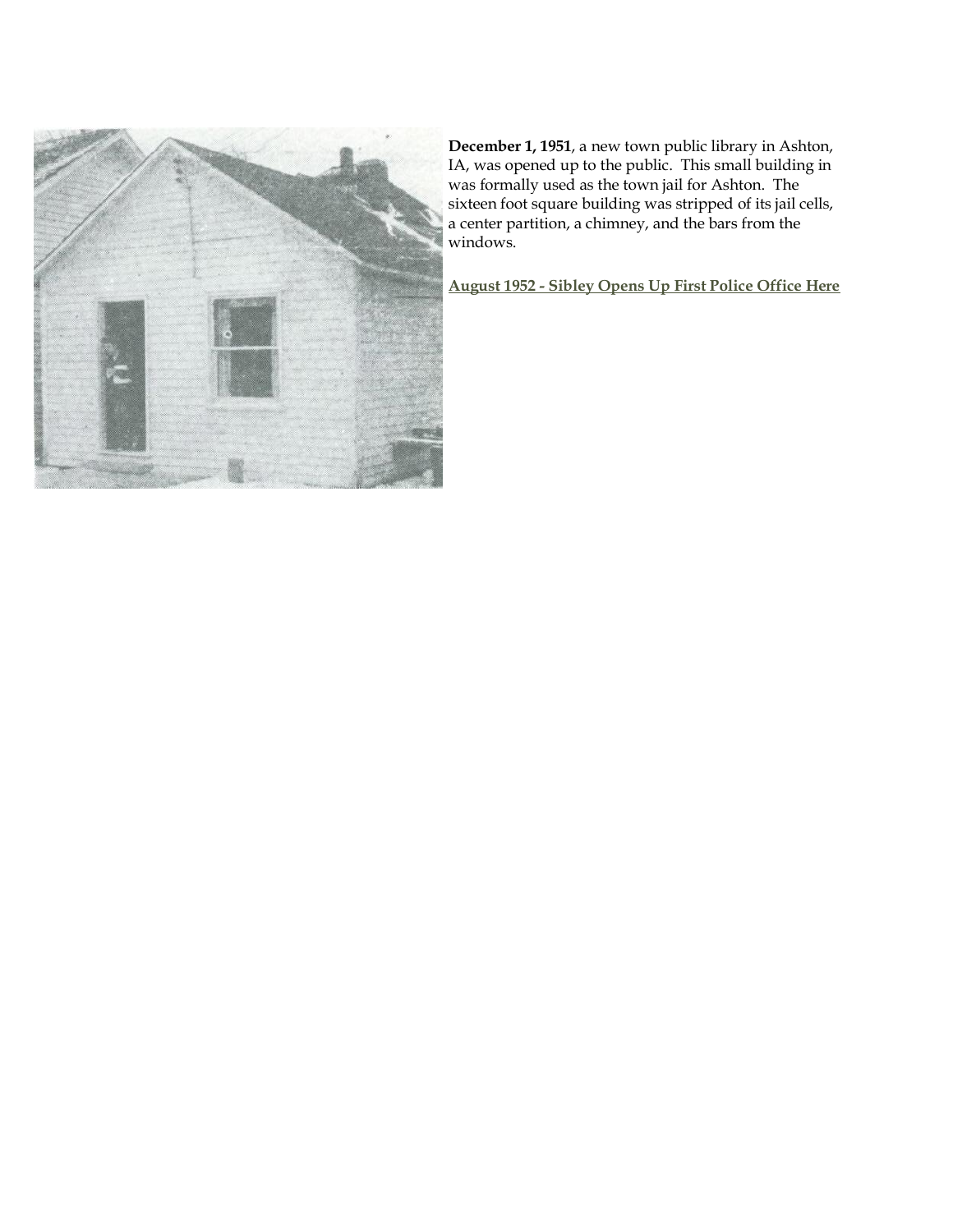**December 1, 1951**, a new town public library in Ashton, IA, was opened up to the public. This small building in was formally used as the town jail for Ashton. The sixteen foot square building was stripped of its jail cells, a center partition, a chimney, and the bars from the windows.

**August 1952 - Sibley Opens Up First Police Office Here**